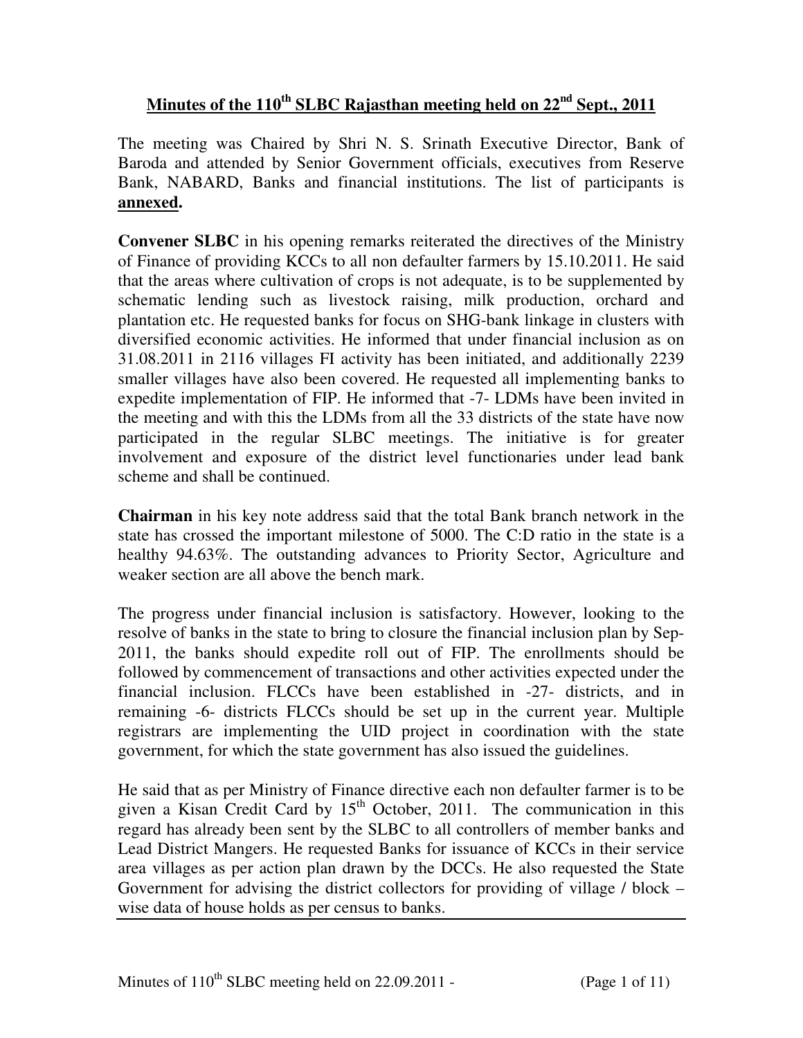# Minutes of the 110th SLBC Rajasthan meeting held on 22nd Sept., 2011

The meeting was Chaired by Shri N. S. Srinath Executive Director, Bank of Baroda and attended by Senior Government officials, executives from Reserve Bank, NABARD, Banks and financial institutions. The list of participants is **annexed.**

**Convener SLBC** in his opening remarks reiterated the directives of the Ministry of Finance of providing KCCs to all non defaulter farmers by 15.10.2011. He said that the areas where cultivation of crops is not adequate, is to be supplemented by schematic lending such as livestock raising, milk production, orchard and plantation etc. He requested banks for focus on SHG-bank linkage in clusters with diversified economic activities. He informed that under financial inclusion as on 31.08.2011 in 2116 villages FI activity has been initiated, and additionally 2239 smaller villages have also been covered. He requested all implementing banks to expedite implementation of FIP. He informed that -7- LDMs have been invited in the meeting and with this the LDMs from all the 33 districts of the state have now participated in the regular SLBC meetings. The initiative is for greater involvement and exposure of the district level functionaries under lead bank scheme and shall be continued.

**Chairman** in his key note address said that the total Bank branch network in the state has crossed the important milestone of 5000. The C:D ratio in the state is a healthy 94.63%. The outstanding advances to Priority Sector, Agriculture and weaker section are all above the bench mark.

The progress under financial inclusion is satisfactory. However, looking to the resolve of banks in the state to bring to closure the financial inclusion plan by Sep-2011, the banks should expedite roll out of FIP. The enrollments should be followed by commencement of transactions and other activities expected under the financial inclusion. FLCCs have been established in -27- districts, and in remaining -6- districts FLCCs should be set up in the current year. Multiple registrars are implementing the UID project in coordination with the state government, for which the state government has also issued the guidelines.

He said that as per Ministry of Finance directive each non defaulter farmer is to be given a Kisan Credit Card by 15th October, 2011. The communication in this regard has already been sent by the SLBC to all controllers of member banks and Lead District Mangers. He requested Banks for issuance of KCCs in their service area villages as per action plan drawn by the DCCs. He also requested the State Government for advising the district collectors for providing of village / block – wise data of house holds as per census to banks.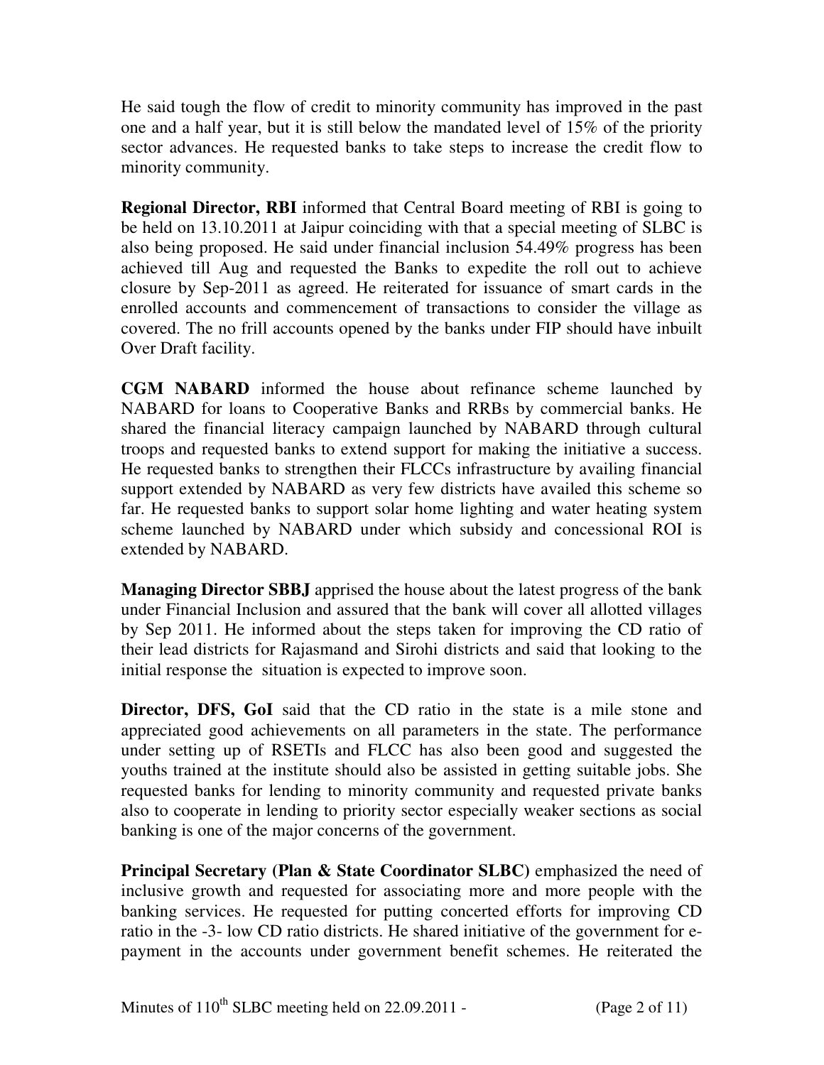He said tough the flow of credit to minority community has improved in the past one and a half year, but it is still below the mandated level of 15% of the priority sector advances. He requested banks to take steps to increase the credit flow to minority community.

**Regional Director, RBI** informed that Central Board meeting of RBI is going to be held on 13.10.2011 at Jaipur coinciding with that a special meeting of SLBC is also being proposed. He said under financial inclusion 54.49% progress has been achieved till Aug and requested the Banks to expedite the roll out to achieve closure by Sep-2011 as agreed. He reiterated for issuance of smart cards in the enrolled accounts and commencement of transactions to consider the village as covered. The no frill accounts opened by the banks under FIP should have inbuilt Over Draft facility.

**CGM NABARD** informed the house about refinance scheme launched by NABARD for loans to Cooperative Banks and RRBs by commercial banks. He shared the financial literacy campaign launched by NABARD through cultural troops and requested banks to extend support for making the initiative a success. He requested banks to strengthen their FLCCs infrastructure by availing financial support extended by NABARD as very few districts have availed this scheme so far. He requested banks to support solar home lighting and water heating system scheme launched by NABARD under which subsidy and concessional ROI is extended by NABARD.

**Managing Director SBBJ** apprised the house about the latest progress of the bank under Financial Inclusion and assured that the bank will cover all allotted villages by Sep 2011. He informed about the steps taken for improving the CD ratio of their lead districts for Rajasmand and Sirohi districts and said that looking to the initial response the situation is expected to improve soon.

**Director, DFS, GoI** said that the CD ratio in the state is a mile stone and appreciated good achievements on all parameters in the state. The performance under setting up of RSETIs and FLCC has also been good and suggested the youths trained at the institute should also be assisted in getting suitable jobs. She requested banks for lending to minority community and requested private banks also to cooperate in lending to priority sector especially weaker sections as social banking is one of the major concerns of the government.

**Principal Secretary (Plan & State Coordinator SLBC)** emphasized the need of inclusive growth and requested for associating more and more people with the banking services. He requested for putting concerted efforts for improving CD ratio in the -3- low CD ratio districts. He shared initiative of the government for e-payment in the accounts under government benefit schemes. He reiterated the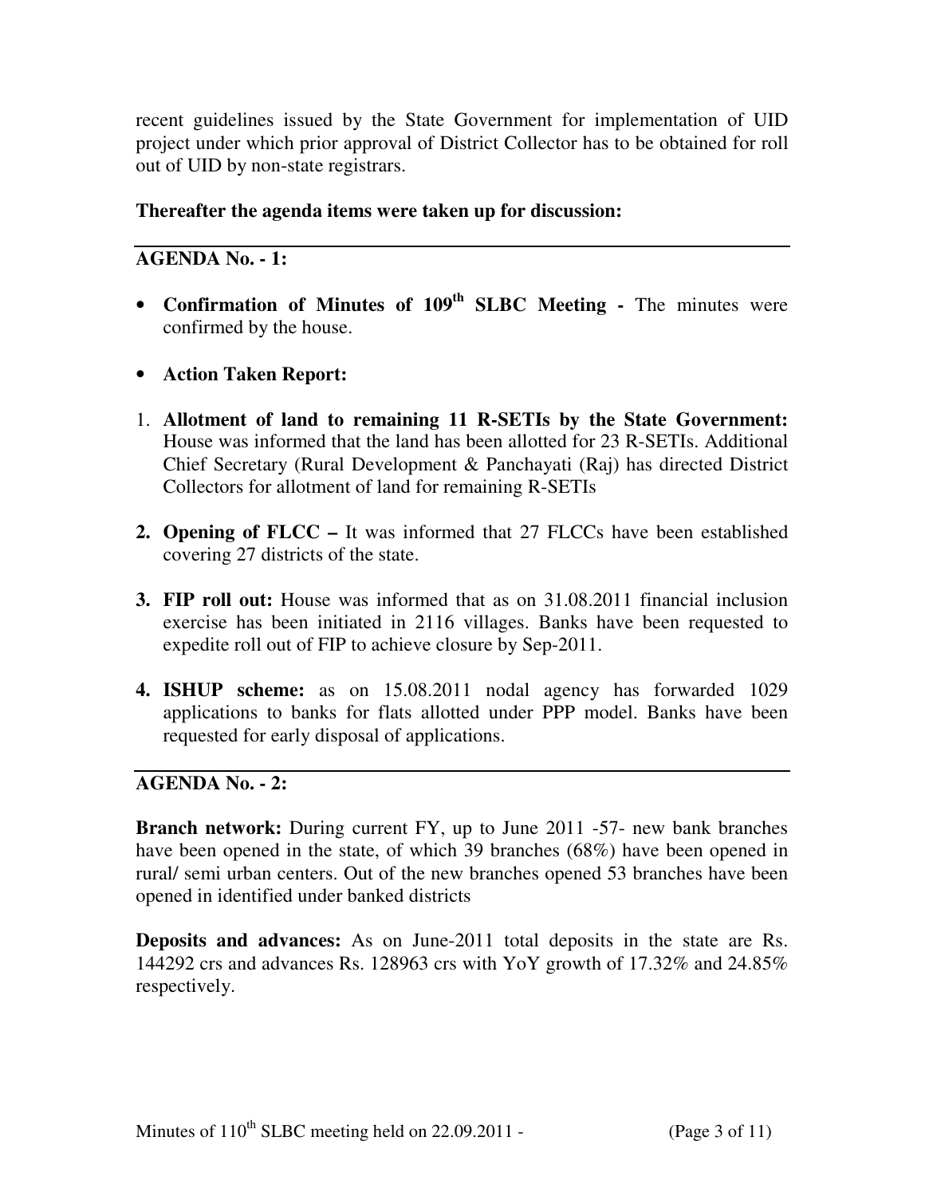recent guidelines issued by the State Government for implementation of UID project under which prior approval of District Collector has to be obtained for roll out of UID by non-state registrars.

**Thereafter the agenda items were taken up for discussion:**

## AGENDA No. - 1:

- **Confirmation of Minutes of 109th SLBC Meeting -** The minutes were confirmed by the house.

- **Action Taken Report:**

1. **Allotment of land to remaining 11 R-SETIs by the State Government:** House was informed that the land has been allotted for 23 R-SETIs. Additional Chief Secretary (Rural Development & Panchayati (Raj) has directed District Collectors for allotment of land for remaining R-SETIs

2. **Opening of FLCC –** It was informed that 27 FLCCs have been established covering 27 districts of the state.

3. **FIP roll out:** House was informed that as on 31.08.2011 financial inclusion exercise has been initiated in 2116 villages. Banks have been requested to expedite roll out of FIP to achieve closure by Sep-2011.

4. **ISHUP scheme:** as on 15.08.2011 nodal agency has forwarded 1029 applications to banks for flats allotted under PPP model. Banks have been requested for early disposal of applications.

## AGENDA No. - 2:

**Branch network:** During current FY, up to June 2011 -57- new bank branches have been opened in the state, of which 39 branches (68%) have been opened in rural/ semi urban centers. Out of the new branches opened 53 branches have been opened in identified under banked districts

**Deposits and advances:** As on June-2011 total deposits in the state are Rs. 144292 crs and advances Rs. 128963 crs with YoY growth of 17.32% and 24.85% respectively.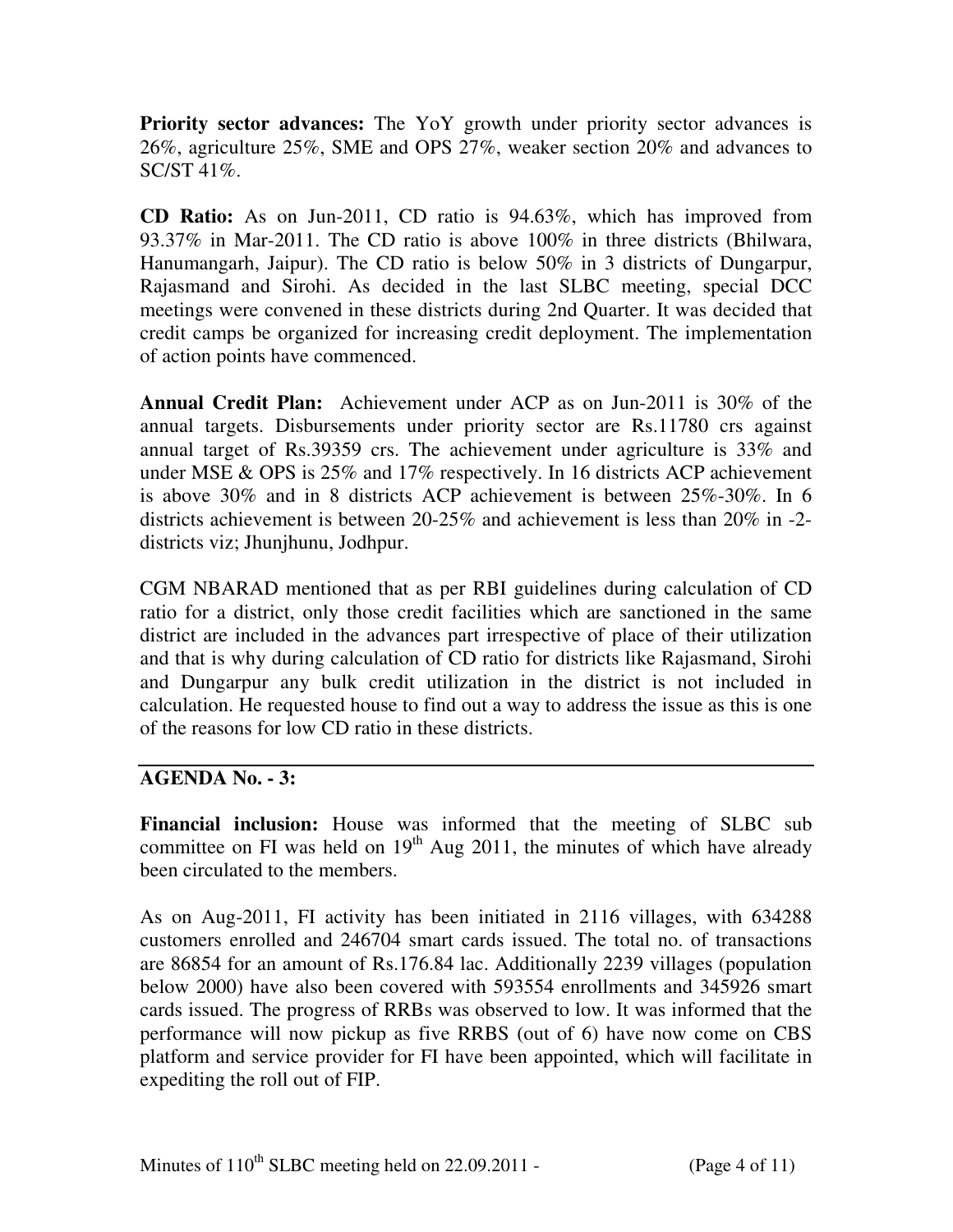**Priority sector advances:** The YoY growth under priority sector advances is 26%, agriculture 25%, SME and OPS 27%, weaker section 20% and advances to SC/ST 41%.

**CD Ratio:** As on Jun-2011, CD ratio is 94.63%, which has improved from 93.37% in Mar-2011. The CD ratio is above 100% in three districts (Bhilwara, Hanumangarh, Jaipur). The CD ratio is below 50% in 3 districts of Dungarpur, Rajasmand and Sirohi. As decided in the last SLBC meeting, special DCC meetings were convened in these districts during 2nd Quarter. It was decided that credit camps be organized for increasing credit deployment. The implementation of action points have commenced.

**Annual Credit Plan:** Achievement under ACP as on Jun-2011 is 30% of the annual targets. Disbursements under priority sector are Rs.11780 crs against annual target of Rs.39359 crs. The achievement under agriculture is 33% and under MSE & OPS is 25% and 17% respectively. In 16 districts ACP achievement is above 30% and in 8 districts ACP achievement is between 25%-30%. In 6 districts achievement is between 20-25% and achievement is less than 20% in -2- districts viz; Jhunjhunu, Jodhpur.

CGM NBARAD mentioned that as per RBI guidelines during calculation of CD ratio for a district, only those credit facilities which are sanctioned in the same district are included in the advances part irrespective of place of their utilization and that is why during calculation of CD ratio for districts like Rajasmand, Sirohi and Dungarpur any bulk credit utilization in the district is not included in calculation. He requested house to find out a way to address the issue as this is one of the reasons for low CD ratio in these districts.

---

## AGENDA No. - 3:

**Financial inclusion:** House was informed that the meeting of SLBC sub committee on FI was held on 19th Aug 2011, the minutes of which have already been circulated to the members.

As on Aug-2011, FI activity has been initiated in 2116 villages, with 634288 customers enrolled and 246704 smart cards issued. The total no. of transactions are 86854 for an amount of Rs.176.84 lac. Additionally 2239 villages (population below 2000) have also been covered with 593554 enrollments and 345926 smart cards issued. The progress of RRBs was observed to low. It was informed that the performance will now pickup as five RRBS (out of 6) have now come on CBS platform and service provider for FI have been appointed, which will facilitate in expediting the roll out of FIP.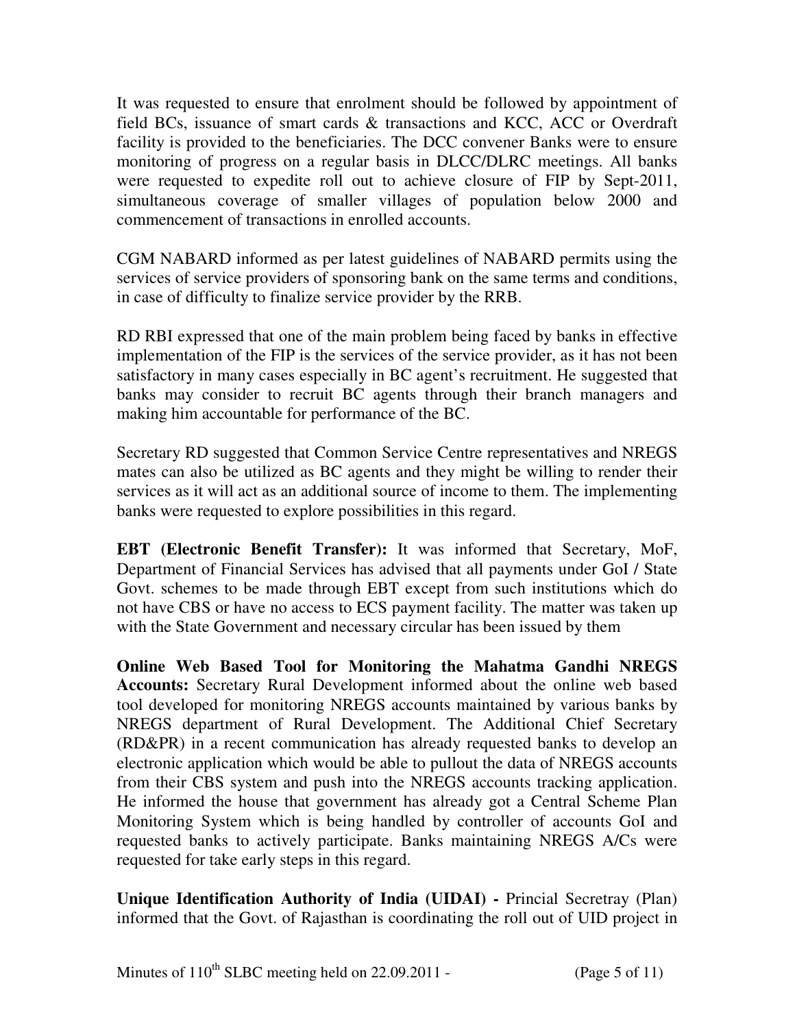It was requested to ensure that enrolment should be followed by appointment of field BCs, issuance of smart cards & transactions and KCC, ACC or Overdraft facility is provided to the beneficiaries. The DCC convener Banks were to ensure monitoring of progress on a regular basis in DLCC/DLRC meetings. All banks were requested to expedite roll out to achieve closure of FIP by Sept-2011, simultaneous coverage of smaller villages of population below 2000 and commencement of transactions in enrolled accounts.

CGM NABARD informed as per latest guidelines of NABARD permits using the services of service providers of sponsoring bank on the same terms and conditions, in case of difficulty to finalize service provider by the RRB.

RD RBI expressed that one of the main problem being faced by banks in effective implementation of the FIP is the services of the service provider, as it has not been satisfactory in many cases especially in BC agent's recruitment. He suggested that banks may consider to recruit BC agents through their branch managers and making him accountable for performance of the BC.

Secretary RD suggested that Common Service Centre representatives and NREGS mates can also be utilized as BC agents and they might be willing to render their services as it will act as an additional source of income to them. The implementing banks were requested to explore possibilities in this regard.

**EBT (Electronic Benefit Transfer):** It was informed that Secretary, MoF, Department of Financial Services has advised that all payments under GoI / State Govt. schemes to be made through EBT except from such institutions which do not have CBS or have no access to ECS payment facility. The matter was taken up with the State Government and necessary circular has been issued by them

**Online Web Based Tool for Monitoring the Mahatma Gandhi NREGS Accounts:** Secretary Rural Development informed about the online web based tool developed for monitoring NREGS accounts maintained by various banks by NREGS department of Rural Development. The Additional Chief Secretary (RD&PR) in a recent communication has already requested banks to develop an electronic application which would be able to pullout the data of NREGS accounts from their CBS system and push into the NREGS accounts tracking application. He informed the house that government has already got a Central Scheme Plan Monitoring System which is being handled by controller of accounts GoI and requested banks to actively participate. Banks maintaining NREGS A/Cs were requested for take early steps in this regard.

**Unique Identification Authority of India (UIDAI) -** Princial Secretray (Plan) informed that the Govt. of Rajasthan is coordinating the roll out of UID project in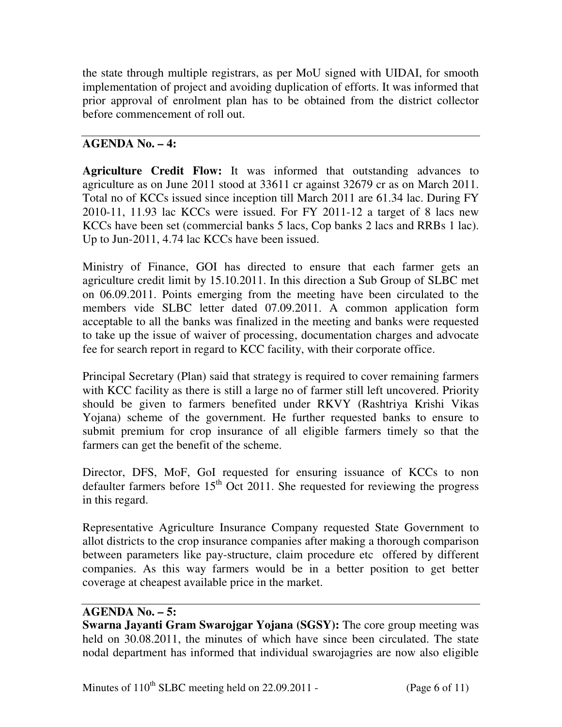the state through multiple registrars, as per MoU signed with UIDAI, for smooth implementation of project and avoiding duplication of efforts. It was informed that prior approval of enrolment plan has to be obtained from the district collector before commencement of roll out.

---

**AGENDA No. – 4:**

**Agriculture Credit Flow:** It was informed that outstanding advances to agriculture as on June 2011 stood at 33611 cr against 32679 cr as on March 2011. Total no of KCCs issued since inception till March 2011 are 61.34 lac. During FY 2010-11, 11.93 lac KCCs were issued. For FY 2011-12 a target of 8 lacs new KCCs have been set (commercial banks 5 lacs, Cop banks 2 lacs and RRBs 1 lac). Up to Jun-2011, 4.74 lac KCCs have been issued.

Ministry of Finance, GOI has directed to ensure that each farmer gets an agriculture credit limit by 15.10.2011. In this direction a Sub Group of SLBC met on 06.09.2011. Points emerging from the meeting have been circulated to the members vide SLBC letter dated 07.09.2011. A common application form acceptable to all the banks was finalized in the meeting and banks were requested to take up the issue of waiver of processing, documentation charges and advocate fee for search report in regard to KCC facility, with their corporate office.

Principal Secretary (Plan) said that strategy is required to cover remaining farmers with KCC facility as there is still a large no of farmer still left uncovered. Priority should be given to farmers benefited under RKVY (Rashtriya Krishi Vikas Yojana) scheme of the government. He further requested banks to ensure to submit premium for crop insurance of all eligible farmers timely so that the farmers can get the benefit of the scheme.

Director, DFS, MoF, GoI requested for ensuring issuance of KCCs to non defaulter farmers before 15th Oct 2011. She requested for reviewing the progress in this regard.

Representative Agriculture Insurance Company requested State Government to allot districts to the crop insurance companies after making a thorough comparison between parameters like pay-structure, claim procedure etc offered by different companies. As this way farmers would be in a better position to get better coverage at cheapest available price in the market.

---

**AGENDA No. – 5:**

**Swarna Jayanti Gram Swarojgar Yojana (SGSY):** The core group meeting was held on 30.08.2011, the minutes of which have since been circulated. The state nodal department has informed that individual swarojagries are now also eligible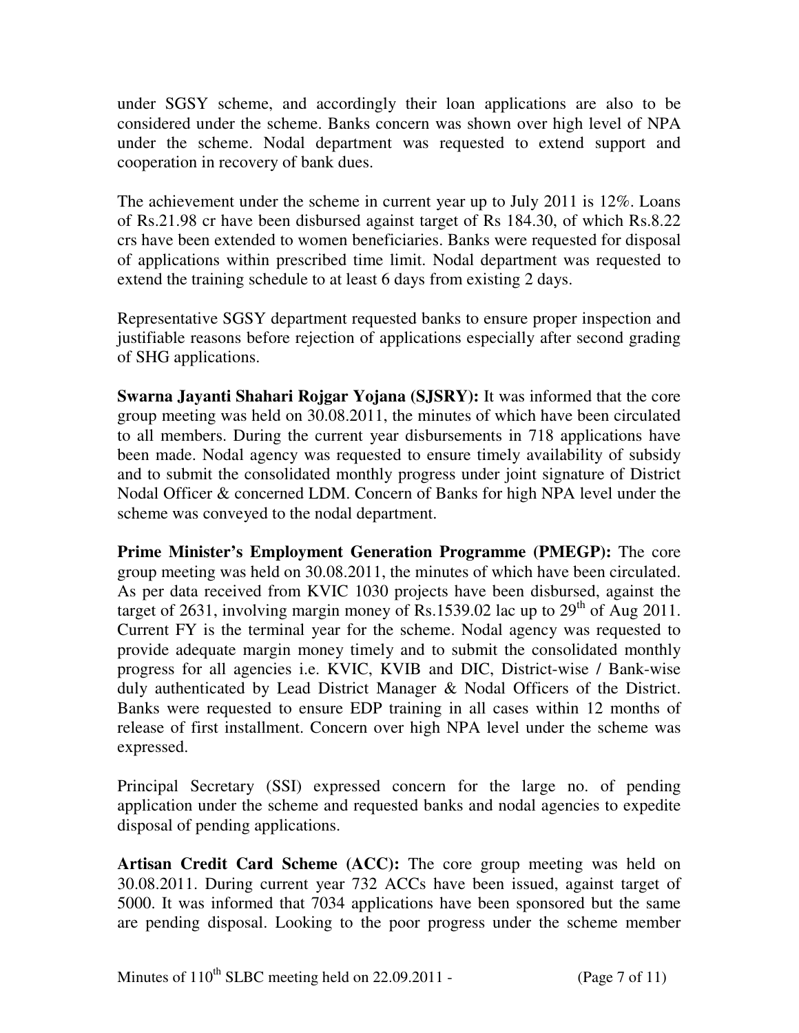under SGSY scheme, and accordingly their loan applications are also to be considered under the scheme. Banks concern was shown over high level of NPA under the scheme. Nodal department was requested to extend support and cooperation in recovery of bank dues.

The achievement under the scheme in current year up to July 2011 is 12%. Loans of Rs.21.98 cr have been disbursed against target of Rs 184.30, of which Rs.8.22 crs have been extended to women beneficiaries. Banks were requested for disposal of applications within prescribed time limit. Nodal department was requested to extend the training schedule to at least 6 days from existing 2 days.

Representative SGSY department requested banks to ensure proper inspection and justifiable reasons before rejection of applications especially after second grading of SHG applications.

**Swarna Jayanti Shahari Rojgar Yojana (SJSRY):** It was informed that the core group meeting was held on 30.08.2011, the minutes of which have been circulated to all members. During the current year disbursements in 718 applications have been made. Nodal agency was requested to ensure timely availability of subsidy and to submit the consolidated monthly progress under joint signature of District Nodal Officer & concerned LDM. Concern of Banks for high NPA level under the scheme was conveyed to the nodal department.

**Prime Minister's Employment Generation Programme (PMEGP):** The core group meeting was held on 30.08.2011, the minutes of which have been circulated. As per data received from KVIC 1030 projects have been disbursed, against the target of 2631, involving margin money of Rs.1539.02 lac up to 29th of Aug 2011. Current FY is the terminal year for the scheme. Nodal agency was requested to provide adequate margin money timely and to submit the consolidated monthly progress for all agencies i.e. KVIC, KVIB and DIC, District-wise / Bank-wise duly authenticated by Lead District Manager & Nodal Officers of the District. Banks were requested to ensure EDP training in all cases within 12 months of release of first installment. Concern over high NPA level under the scheme was expressed.

Principal Secretary (SSI) expressed concern for the large no. of pending application under the scheme and requested banks and nodal agencies to expedite disposal of pending applications.

**Artisan Credit Card Scheme (ACC):** The core group meeting was held on 30.08.2011. During current year 732 ACCs have been issued, against target of 5000. It was informed that 7034 applications have been sponsored but the same are pending disposal. Looking to the poor progress under the scheme member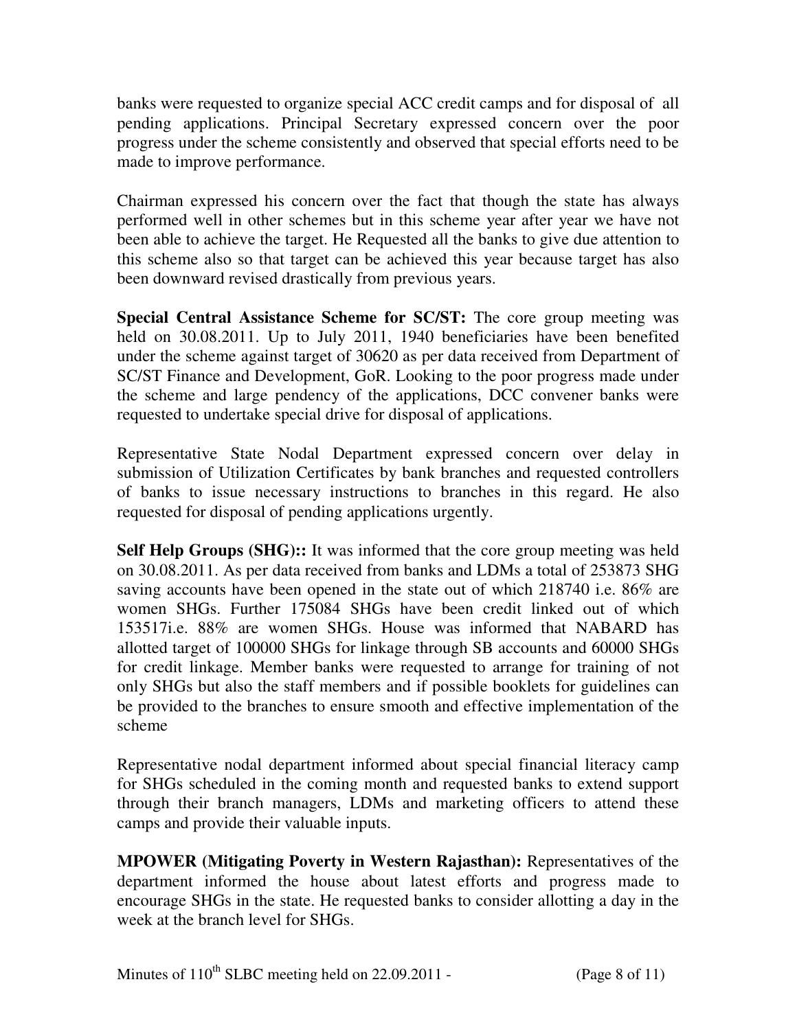banks were requested to organize special ACC credit camps and for disposal of all pending applications. Principal Secretary expressed concern over the poor progress under the scheme consistently and observed that special efforts need to be made to improve performance.

Chairman expressed his concern over the fact that though the state has always performed well in other schemes but in this scheme year after year we have not been able to achieve the target. He Requested all the banks to give due attention to this scheme also so that target can be achieved this year because target has also been downward revised drastically from previous years.

**Special Central Assistance Scheme for SC/ST:** The core group meeting was held on 30.08.2011. Up to July 2011, 1940 beneficiaries have been benefited under the scheme against target of 30620 as per data received from Department of SC/ST Finance and Development, GoR. Looking to the poor progress made under the scheme and large pendency of the applications, DCC convener banks were requested to undertake special drive for disposal of applications.

Representative State Nodal Department expressed concern over delay in submission of Utilization Certificates by bank branches and requested controllers of banks to issue necessary instructions to branches in this regard. He also requested for disposal of pending applications urgently.

**Self Help Groups (SHG)::** It was informed that the core group meeting was held on 30.08.2011. As per data received from banks and LDMs a total of 253873 SHG saving accounts have been opened in the state out of which 218740 i.e. 86% are women SHGs. Further 175084 SHGs have been credit linked out of which 153517i.e. 88% are women SHGs. House was informed that NABARD has allotted target of 100000 SHGs for linkage through SB accounts and 60000 SHGs for credit linkage. Member banks were requested to arrange for training of not only SHGs but also the staff members and if possible booklets for guidelines can be provided to the branches to ensure smooth and effective implementation of the scheme

Representative nodal department informed about special financial literacy camp for SHGs scheduled in the coming month and requested banks to extend support through their branch managers, LDMs and marketing officers to attend these camps and provide their valuable inputs.

**MPOWER (Mitigating Poverty in Western Rajasthan):** Representatives of the department informed the house about latest efforts and progress made to encourage SHGs in the state. He requested banks to consider allotting a day in the week at the branch level for SHGs.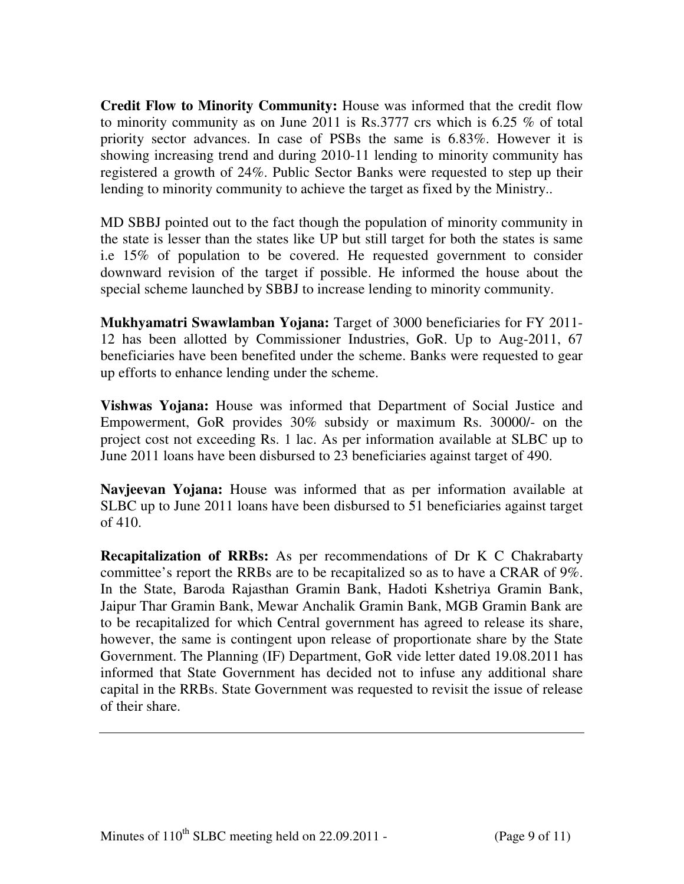**Credit Flow to Minority Community:** House was informed that the credit flow to minority community as on June 2011 is Rs.3777 crs which is 6.25 % of total priority sector advances. In case of PSBs the same is 6.83%. However it is showing increasing trend and during 2010-11 lending to minority community has registered a growth of 24%. Public Sector Banks were requested to step up their lending to minority community to achieve the target as fixed by the Ministry..

MD SBBJ pointed out to the fact though the population of minority community in the state is lesser than the states like UP but still target for both the states is same i.e 15% of population to be covered. He requested government to consider downward revision of the target if possible. He informed the house about the special scheme launched by SBBJ to increase lending to minority community.

**Mukhyamatri Swawlamban Yojana:** Target of 3000 beneficiaries for FY 2011-12 has been allotted by Commissioner Industries, GoR. Up to Aug-2011, 67 beneficiaries have been benefited under the scheme. Banks were requested to gear up efforts to enhance lending under the scheme.

**Vishwas Yojana:** House was informed that Department of Social Justice and Empowerment, GoR provides 30% subsidy or maximum Rs. 30000/- on the project cost not exceeding Rs. 1 lac. As per information available at SLBC up to June 2011 loans have been disbursed to 23 beneficiaries against target of 490.

**Navjeevan Yojana:** House was informed that as per information available at SLBC up to June 2011 loans have been disbursed to 51 beneficiaries against target of 410.

**Recapitalization of RRBs:** As per recommendations of Dr K C Chakrabarty committee's report the RRBs are to be recapitalized so as to have a CRAR of 9%. In the State, Baroda Rajasthan Gramin Bank, Hadoti Kshetriya Gramin Bank, Jaipur Thar Gramin Bank, Mewar Anchalik Gramin Bank, MGB Gramin Bank are to be recapitalized for which Central government has agreed to release its share, however, the same is contingent upon release of proportionate share by the State Government. The Planning (IF) Department, GoR vide letter dated 19.08.2011 has informed that State Government has decided not to infuse any additional share capital in the RRBs. State Government was requested to revisit the issue of release of their share.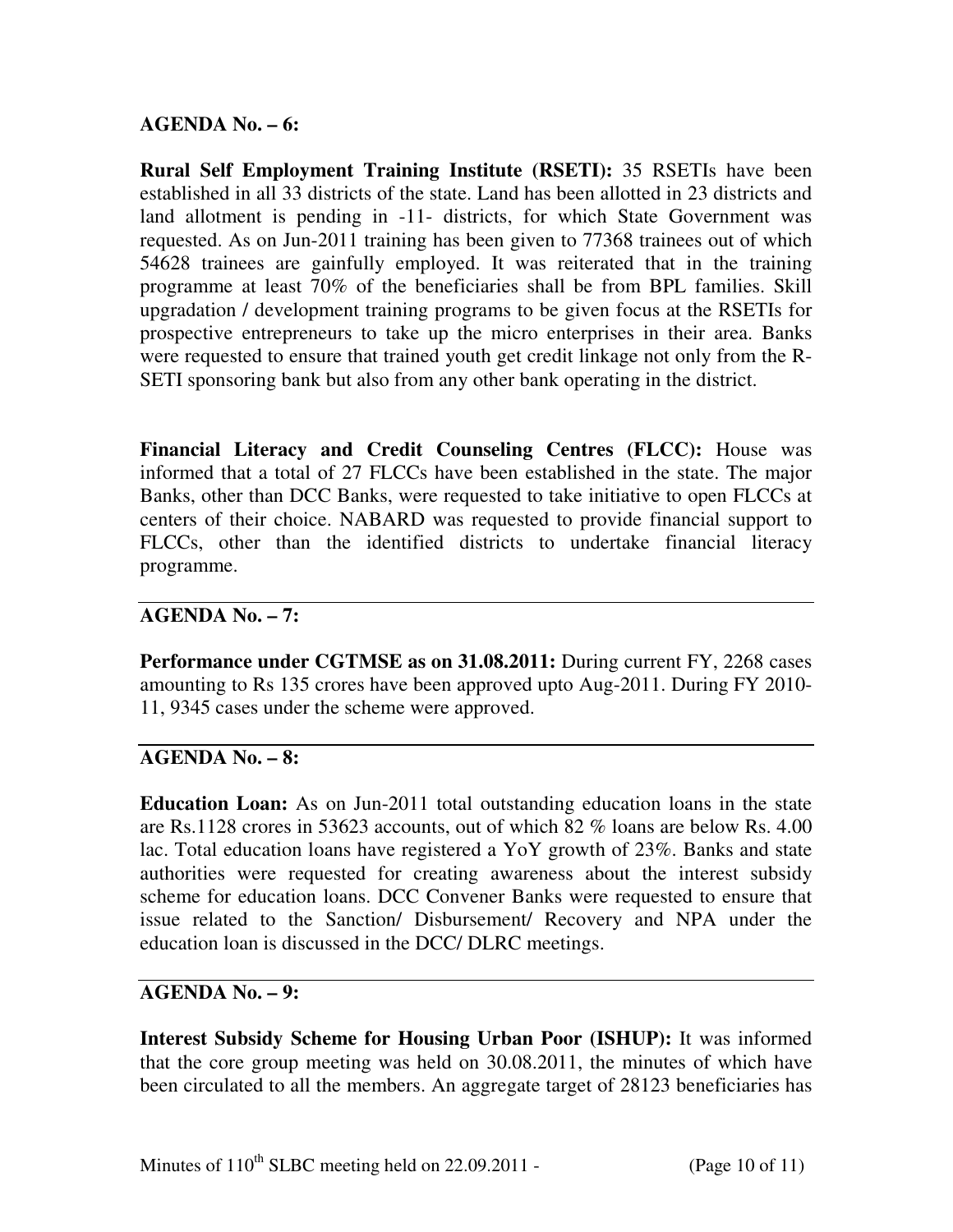**AGENDA No. – 6:**

**Rural Self Employment Training Institute (RSETI):** 35 RSETIs have been established in all 33 districts of the state. Land has been allotted in 23 districts and land allotment is pending in -11- districts, for which State Government was requested. As on Jun-2011 training has been given to 77368 trainees out of which 54628 trainees are gainfully employed. It was reiterated that in the training programme at least 70% of the beneficiaries shall be from BPL families. Skill upgradation / development training programs to be given focus at the RSETIs for prospective entrepreneurs to take up the micro enterprises in their area. Banks were requested to ensure that trained youth get credit linkage not only from the R-SETI sponsoring bank but also from any other bank operating in the district.

**Financial Literacy and Credit Counseling Centres (FLCC):** House was informed that a total of 27 FLCCs have been established in the state. The major Banks, other than DCC Banks, were requested to take initiative to open FLCCs at centers of their choice. NABARD was requested to provide financial support to FLCCs, other than the identified districts to undertake financial literacy programme.

---

**AGENDA No. – 7:**

**Performance under CGTMSE as on 31.08.2011:** During current FY, 2268 cases amounting to Rs 135 crores have been approved upto Aug-2011. During FY 2010-11, 9345 cases under the scheme were approved.

---

**AGENDA No. – 8:**

**Education Loan:** As on Jun-2011 total outstanding education loans in the state are Rs.1128 crores in 53623 accounts, out of which 82 % loans are below Rs. 4.00 lac. Total education loans have registered a YoY growth of 23%. Banks and state authorities were requested for creating awareness about the interest subsidy scheme for education loans. DCC Convener Banks were requested to ensure that issue related to the Sanction/ Disbursement/ Recovery and NPA under the education loan is discussed in the DCC/ DLRC meetings.

---

**AGENDA No. – 9:**

**Interest Subsidy Scheme for Housing Urban Poor (ISHUP):** It was informed that the core group meeting was held on 30.08.2011, the minutes of which have been circulated to all the members. An aggregate target of 28123 beneficiaries has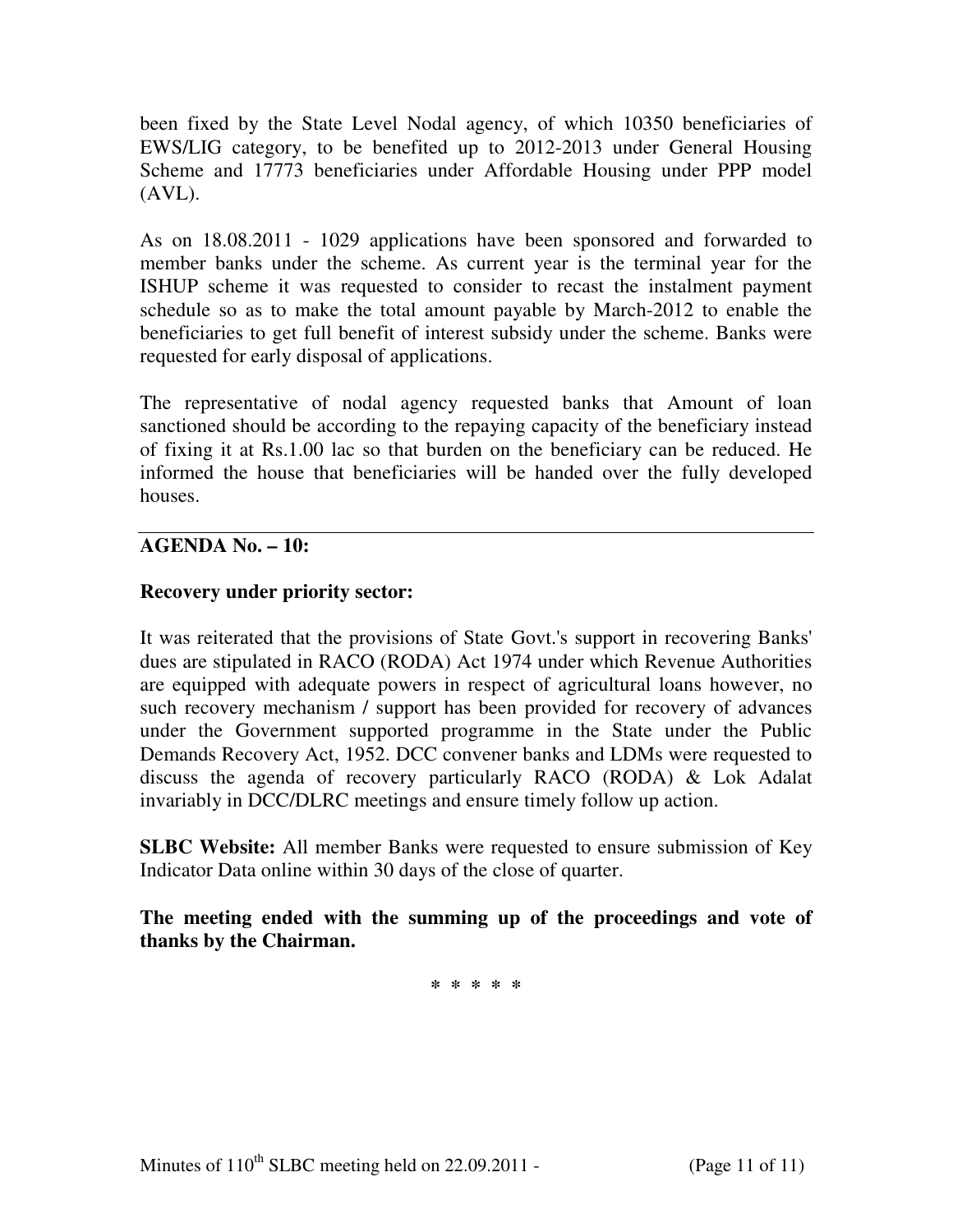been fixed by the State Level Nodal agency, of which 10350 beneficiaries of EWS/LIG category, to be benefited up to 2012-2013 under General Housing Scheme and 17773 beneficiaries under Affordable Housing under PPP model (AVL).

As on 18.08.2011 - 1029 applications have been sponsored and forwarded to member banks under the scheme. As current year is the terminal year for the ISHUP scheme it was requested to consider to recast the instalment payment schedule so as to make the total amount payable by March-2012 to enable the beneficiaries to get full benefit of interest subsidy under the scheme. Banks were requested for early disposal of applications.

The representative of nodal agency requested banks that Amount of loan sanctioned should be according to the repaying capacity of the beneficiary instead of fixing it at Rs.1.00 lac so that burden on the beneficiary can be reduced. He informed the house that beneficiaries will be handed over the fully developed houses.

---

**AGENDA No. – 10:**

**Recovery under priority sector:**

It was reiterated that the provisions of State Govt.'s support in recovering Banks' dues are stipulated in RACO (RODA) Act 1974 under which Revenue Authorities are equipped with adequate powers in respect of agricultural loans however, no such recovery mechanism / support has been provided for recovery of advances under the Government supported programme in the State under the Public Demands Recovery Act, 1952. DCC convener banks and LDMs were requested to discuss the agenda of recovery particularly RACO (RODA) & Lok Adalat invariably in DCC/DLRC meetings and ensure timely follow up action.

**SLBC Website:** All member Banks were requested to ensure submission of Key Indicator Data online within 30 days of the close of quarter.

**The meeting ended with the summing up of the proceedings and vote of thanks by the Chairman.**

* * * * *